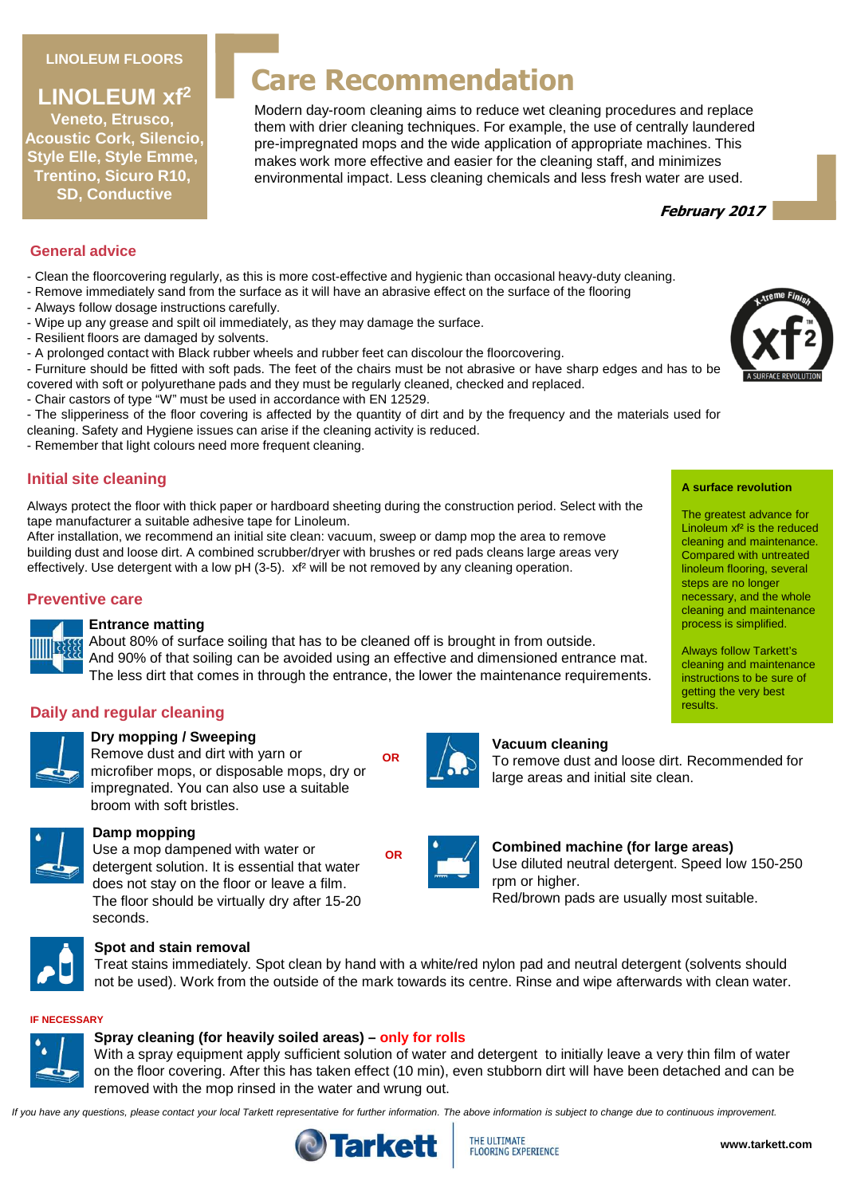LINOLEUM FLOORS

**LINOLEUM xf²**

**Veneto, Etrusco, Acoustic Cork, Silencio, Style Elle, Style Emme, Trentino, Sicuro R10, SD, Conductive**

# Care Recommendation

Modern day-room cleaning aims to reduce wet cleaning procedures and replace them with drier cleaning techniques. For example, the use of centrally laundered pre-impregnated mops and the wide application of appropriate machines. This makes work more effective and easier for the cleaning staff, and minimizes environmental impact. Less cleaning chemicals and less fresh water are used.

***February 2017***

## General advice

- Clean the floorcovering regularly, as this is more cost-effective and hygienic than occasional heavy-duty cleaning.
- Remove immediately sand from the surface as it will have an abrasive effect on the surface of the flooring
- Always follow dosage instructions carefully.
- Wipe up any grease and spilt oil immediately, as they may damage the surface.
- Resilient floors are damaged by solvents.
- A prolonged contact with Black rubber wheels and rubber feet can discolour the floorcovering.
- Furniture should be fitted with soft pads. The feet of the chairs must be not abrasive or have sharp edges and has to be covered with soft or polyurethane pads and they must be regularly cleaned, checked and replaced.
- Chair castors of type "W" must be used in accordance with EN 12529.
- The slipperiness of the floor covering is affected by the quantity of dirt and by the frequency and the materials used for cleaning. Safety and Hygiene issues can arise if the cleaning activity is reduced.
- Remember that light colours need more frequent cleaning.

## Initial site cleaning

Always protect the floor with thick paper or hardboard sheeting during the construction period. Select with the tape manufacturer a suitable adhesive tape for Linoleum.
After installation, we recommend an initial site clean: vacuum, sweep or damp mop the area to remove building dust and loose dirt. A combined scrubber/dryer with brushes or red pads cleans large areas very effectively. Use detergent with a low pH (3-5). xf² will be not removed by any cleaning operation.

**A surface revolution**

The greatest advance for Linoleum xf² is the reduced cleaning and maintenance. Compared with untreated linoleum flooring, several steps are no longer necessary, and the whole cleaning and maintenance process is simplified.

Always follow Tarkett's cleaning and maintenance instructions to be sure of getting the very best results.

## Preventive care

**Entrance matting**
About 80% of surface soiling that has to be cleaned off is brought in from outside.
And 90% of that soiling can be avoided using an effective and dimensioned entrance mat.
The less dirt that comes in through the entrance, the lower the maintenance requirements.

## Daily and regular cleaning

**Dry mopping / Sweeping**
Remove dust and dirt with yarn or microfiber mops, or disposable mops, dry or impregnated. You can also use a suitable broom with soft bristles.

OR

**Vacuum cleaning**
To remove dust and loose dirt. Recommended for large areas and initial site clean.

**Damp mopping**
Use a mop dampened with water or detergent solution. It is essential that water does not stay on the floor or leave a film. The floor should be virtually dry after 15-20 seconds.

OR

**Combined machine (for large areas)**
Use diluted neutral detergent. Speed low 150-250 rpm or higher.
Red/brown pads are usually most suitable.

**Spot and stain removal**
Treat stains immediately. Spot clean by hand with a white/red nylon pad and neutral detergent (solvents should not be used). Work from the outside of the mark towards its centre. Rinse and wipe afterwards with clean water.

IF NECESSARY

**Spray cleaning (for heavily soiled areas) – only for rolls**
With a spray equipment apply sufficient solution of water and detergent to initially leave a very thin film of water on the floor covering. After this has taken effect (10 min), even stubborn dirt will have been detached and can be removed with the mop rinsed in the water and wrung out.

*If you have any questions, please contact your local Tarkett representative for further information. The above information is subject to change due to continuous improvement.*

Tarkett — THE ULTIMATE FLOORING EXPERIENCE — www.tarkett.com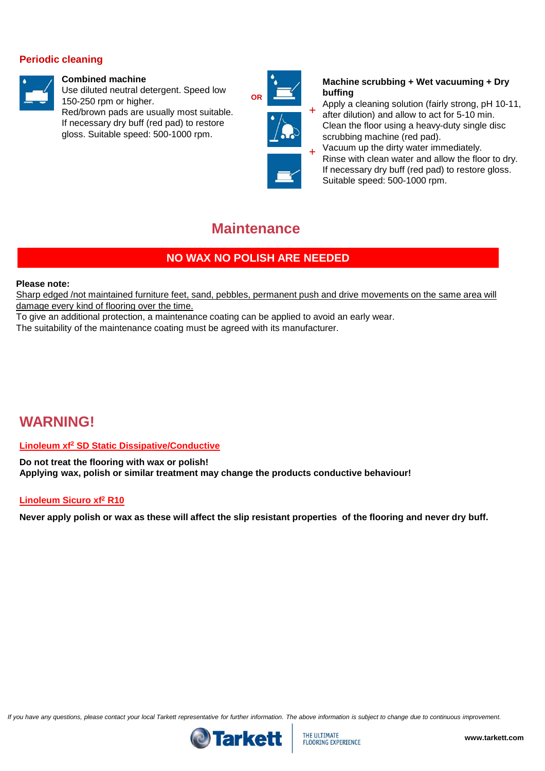## Periodic cleaning

**Combined machine**
Use diluted neutral detergent. Speed low 150-250 rpm or higher.
Red/brown pads are usually most suitable.
If necessary dry buff (red pad) to restore gloss. Suitable speed: 500-1000 rpm.

OR

**Machine scrubbing + Wet vacuuming + Dry buffing**
Apply a cleaning solution (fairly strong, pH 10-11, after dilution) and allow to act for 5-10 min.
Clean the floor using a heavy-duty single disc scrubbing machine (red pad).
\+ Vacuum up the dirty water immediately.
\+ Rinse with clean water and allow the floor to dry.
If necessary dry buff (red pad) to restore gloss.
Suitable speed: 500-1000 rpm.

# Maintenance

**NO WAX NO POLISH ARE NEEDED**

**Please note:**
Sharp edged /not maintained furniture feet, sand, pebbles, permanent push and drive movements on the same area will damage every kind of flooring over the time.
To give an additional protection, a maintenance coating can be applied to avoid an early wear.
The suitability of the maintenance coating must be agreed with its manufacturer.

## WARNING!

**Linoleum xf² SD Static Dissipative/Conductive**

**Do not treat the flooring with wax or polish!**
**Applying wax, polish or similar treatment may change the products conductive behaviour!**

**Linoleum Sicuro xf² R10**

**Never apply polish or wax as these will affect the slip resistant properties of the flooring and never dry buff.**

*If you have any questions, please contact your local Tarkett representative for further information. The above information is subject to change due to continuous improvement.*

Tarkett — THE ULTIMATE FLOORING EXPERIENCE

**www.tarkett.com**